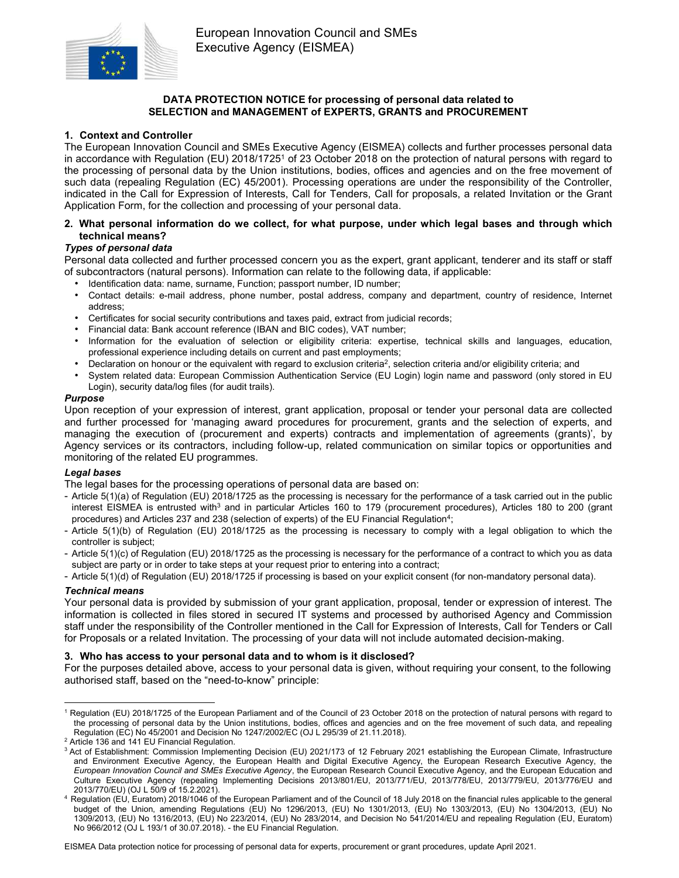European Innovation Council and SMEs Executive Agency (EISMEA)

**DATA PROTECTION NOTICE for processing of personal data related to SELECTION and MANAGEMENT of EXPERTS, GRANTS and PROCUREMENT**

## 1. Context and Controller

The European Innovation Council and SMEs Executive Agency (EISMEA) collects and further processes personal data in accordance with Regulation (EU) 2018/1725[1] of 23 October 2018 on the protection of natural persons with regard to the processing of personal data by the Union institutions, bodies, offices and agencies and on the free movement of such data (repealing Regulation (EC) 45/2001). Processing operations are under the responsibility of the Controller, indicated in the Call for Expression of Interests, Call for Tenders, Call for proposals, a related Invitation or the Grant Application Form, for the collection and processing of your personal data.

## 2. What personal information do we collect, for what purpose, under which legal bases and through which technical means?

### *Types of personal data*

Personal data collected and further processed concern you as the expert, grant applicant, tenderer and its staff or staff of subcontractors (natural persons). Information can relate to the following data, if applicable:

- Identification data: name, surname, Function; passport number, ID number;
- Contact details: e-mail address, phone number, postal address, company and department, country of residence, Internet address;
- Certificates for social security contributions and taxes paid, extract from judicial records;
- Financial data: Bank account reference (IBAN and BIC codes), VAT number;
- Information for the evaluation of selection or eligibility criteria: expertise, technical skills and languages, education, professional experience including details on current and past employments;
- Declaration on honour or the equivalent with regard to exclusion criteria[2], selection criteria and/or eligibility criteria; and
- System related data: European Commission Authentication Service (EU Login) login name and password (only stored in EU Login), security data/log files (for audit trails).

### *Purpose*

Upon reception of your expression of interest, grant application, proposal or tender your personal data are collected and further processed for 'managing award procedures for procurement, grants and the selection of experts, and managing the execution of (procurement and experts) contracts and implementation of agreements (grants)', by Agency services or its contractors, including follow-up, related communication on similar topics or opportunities and monitoring of the related EU programmes.

### *Legal bases*

The legal bases for the processing operations of personal data are based on:

- Article 5(1)(a) of Regulation (EU) 2018/1725 as the processing is necessary for the performance of a task carried out in the public interest EISMEA is entrusted with[3] and in particular Articles 160 to 179 (procurement procedures), Articles 180 to 200 (grant procedures) and Articles 237 and 238 (selection of experts) of the EU Financial Regulation[4];
- Article 5(1)(b) of Regulation (EU) 2018/1725 as the processing is necessary to comply with a legal obligation to which the controller is subject;
- Article 5(1)(c) of Regulation (EU) 2018/1725 as the processing is necessary for the performance of a contract to which you as data subject are party or in order to take steps at your request prior to entering into a contract;
- Article 5(1)(d) of Regulation (EU) 2018/1725 if processing is based on your explicit consent (for non-mandatory personal data).

### *Technical means*

Your personal data is provided by submission of your grant application, proposal, tender or expression of interest. The information is collected in files stored in secured IT systems and processed by authorised Agency and Commission staff under the responsibility of the Controller mentioned in the Call for Expression of Interests, Call for Tenders or Call for Proposals or a related Invitation. The processing of your data will not include automated decision-making.

## 3. Who has access to your personal data and to whom is it disclosed?

For the purposes detailed above, access to your personal data is given, without requiring your consent, to the following authorised staff, based on the "need-to-know" principle:

---

[1] Regulation (EU) 2018/1725 of the European Parliament and of the Council of 23 October 2018 on the protection of natural persons with regard to the processing of personal data by the Union institutions, bodies, offices and agencies and on the free movement of such data, and repealing Regulation (EC) No 45/2001 and Decision No 1247/2002/EC (OJ L 295/39 of 21.11.2018).

[2] Article 136 and 141 EU Financial Regulation.

[3] Act of Establishment: Commission Implementing Decision (EU) 2021/173 of 12 February 2021 establishing the European Climate, Infrastructure and Environment Executive Agency, the European Health and Digital Executive Agency, the European Research Executive Agency, the *European Innovation Council and SMEs Executive Agency*, the European Research Council Executive Agency, and the European Education and Culture Executive Agency (repealing Implementing Decisions 2013/801/EU, 2013/771/EU, 2013/778/EU, 2013/779/EU, 2013/776/EU and 2013/770/EU) (OJ L 50/9 of 15.2.2021).

[4] Regulation (EU, Euratom) 2018/1046 of the European Parliament and of the Council of 18 July 2018 on the financial rules applicable to the general budget of the Union, amending Regulations (EU) No 1296/2013, (EU) No 1301/2013, (EU) No 1303/2013, (EU) No 1304/2013, (EU) No 1309/2013, (EU) No 1316/2013, (EU) No 223/2014, (EU) No 283/2014, and Decision No 541/2014/EU and repealing Regulation (EU, Euratom) No 966/2012 (OJ L 193/1 of 30.07.2018). - the EU Financial Regulation.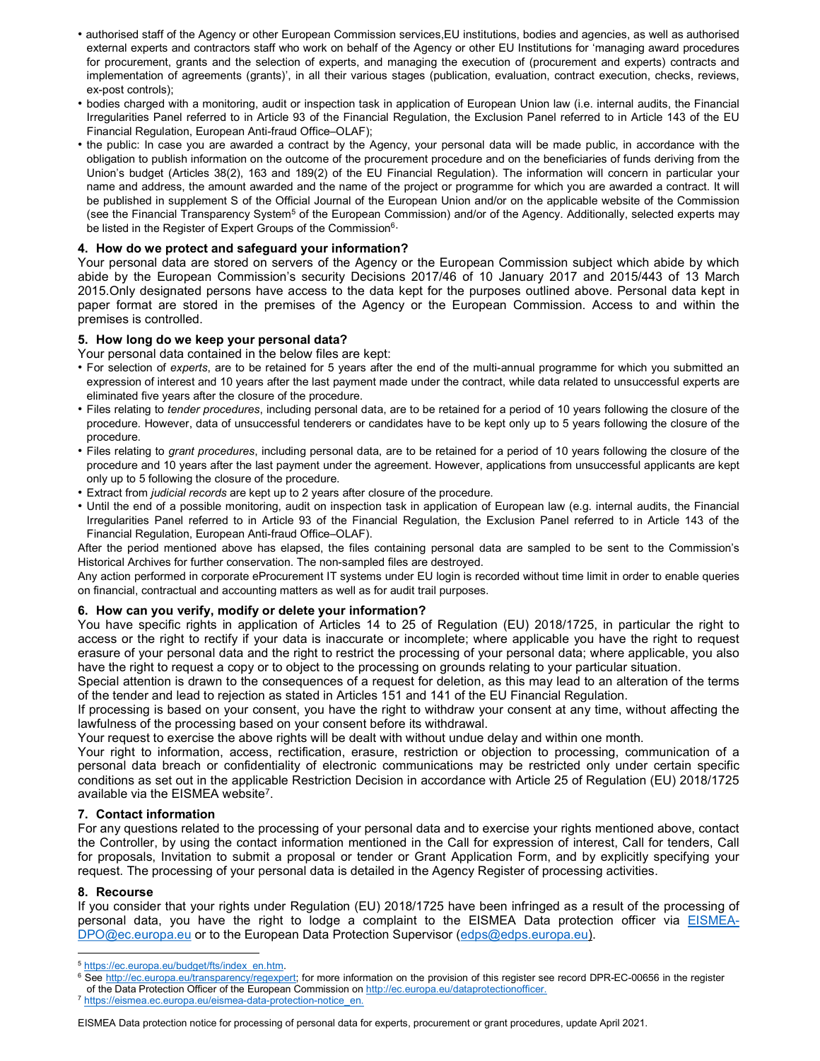- authorised staff of the Agency or other European Commission services,EU institutions, bodies and agencies, as well as authorised external experts and contractors staff who work on behalf of the Agency or other EU Institutions for 'managing award procedures for procurement, grants and the selection of experts, and managing the execution of (procurement and experts) contracts and implementation of agreements (grants)', in all their various stages (publication, evaluation, contract execution, checks, reviews, ex-post controls);
- bodies charged with a monitoring, audit or inspection task in application of European Union law (i.e. internal audits, the Financial Irregularities Panel referred to in Article 93 of the Financial Regulation, the Exclusion Panel referred to in Article 143 of the EU Financial Regulation, European Anti-fraud Office–OLAF);
- the public: In case you are awarded a contract by the Agency, your personal data will be made public, in accordance with the obligation to publish information on the outcome of the procurement procedure and on the beneficiaries of funds deriving from the Union's budget (Articles 38(2), 163 and 189(2) of the EU Financial Regulation). The information will concern in particular your name and address, the amount awarded and the name of the project or programme for which you are awarded a contract. It will be published in supplement S of the Official Journal of the European Union and/or on the applicable website of the Commission (see the Financial Transparency System[5] of the European Commission) and/or of the Agency. Additionally, selected experts may be listed in the Register of Expert Groups of the Commission[6].

## 4. How do we protect and safeguard your information?

Your personal data are stored on servers of the Agency or the European Commission subject which abide by which abide by the European Commission's security Decisions 2017/46 of 10 January 2017 and 2015/443 of 13 March 2015.Only designated persons have access to the data kept for the purposes outlined above. Personal data kept in paper format are stored in the premises of the Agency or the European Commission. Access to and within the premises is controlled.

## 5. How long do we keep your personal data?

Your personal data contained in the below files are kept:

- For selection of *experts*, are to be retained for 5 years after the end of the multi-annual programme for which you submitted an expression of interest and 10 years after the last payment made under the contract, while data related to unsuccessful experts are eliminated five years after the closure of the procedure.
- Files relating to *tender procedures*, including personal data, are to be retained for a period of 10 years following the closure of the procedure. However, data of unsuccessful tenderers or candidates have to be kept only up to 5 years following the closure of the procedure.
- Files relating to *grant procedures*, including personal data, are to be retained for a period of 10 years following the closure of the procedure and 10 years after the last payment under the agreement. However, applications from unsuccessful applicants are kept only up to 5 following the closure of the procedure.
- Extract from *judicial records* are kept up to 2 years after closure of the procedure.
- Until the end of a possible monitoring, audit on inspection task in application of European law (e.g. internal audits, the Financial Irregularities Panel referred to in Article 93 of the Financial Regulation, the Exclusion Panel referred to in Article 143 of the Financial Regulation, European Anti-fraud Office–OLAF).

After the period mentioned above has elapsed, the files containing personal data are sampled to be sent to the Commission's Historical Archives for further conservation. The non-sampled files are destroyed.

Any action performed in corporate eProcurement IT systems under EU login is recorded without time limit in order to enable queries on financial, contractual and accounting matters as well as for audit trail purposes.

## 6. How can you verify, modify or delete your information?

You have specific rights in application of Articles 14 to 25 of Regulation (EU) 2018/1725, in particular the right to access or the right to rectify if your data is inaccurate or incomplete; where applicable you have the right to request erasure of your personal data and the right to restrict the processing of your personal data; where applicable, you also have the right to request a copy or to object to the processing on grounds relating to your particular situation.

Special attention is drawn to the consequences of a request for deletion, as this may lead to an alteration of the terms of the tender and lead to rejection as stated in Articles 151 and 141 of the EU Financial Regulation.

If processing is based on your consent, you have the right to withdraw your consent at any time, without affecting the lawfulness of the processing based on your consent before its withdrawal.

Your request to exercise the above rights will be dealt with without undue delay and within one month.

Your right to information, access, rectification, erasure, restriction or objection to processing, communication of a personal data breach or confidentiality of electronic communications may be restricted only under certain specific conditions as set out in the applicable Restriction Decision in accordance with Article 25 of Regulation (EU) 2018/1725 available via the EISMEA website[7].

## 7. Contact information

For any questions related to the processing of your personal data and to exercise your rights mentioned above, contact the Controller, by using the contact information mentioned in the Call for expression of interest, Call for tenders, Call for proposals, Invitation to submit a proposal or tender or Grant Application Form, and by explicitly specifying your request. The processing of your personal data is detailed in the Agency Register of processing activities.

## 8. Recourse

If you consider that your rights under Regulation (EU) 2018/1725 have been infringed as a result of the processing of personal data, you have the right to lodge a complaint to the EISMEA Data protection officer via [EISMEA-DPO@ec.europa.eu](mailto:EISMEA-DPO@ec.europa.eu) or to the European Data Protection Supervisor ([edps@edps.europa.eu](mailto:edps@edps.europa.eu)).

---

[5] https://ec.europa.eu/budget/fts/index_en.htm.

[6] See http://ec.europa.eu/transparency/regexpert; for more information on the provision of this register see record DPR-EC-00656 in the register of the Data Protection Officer of the European Commission on http://ec.europa.eu/dataprotectionofficer.

[7] https://eismea.ec.europa.eu/eismea-data-protection-notice_en.

EISMEA Data protection notice for processing of personal data for experts, procurement or grant procedures, update April 2021.